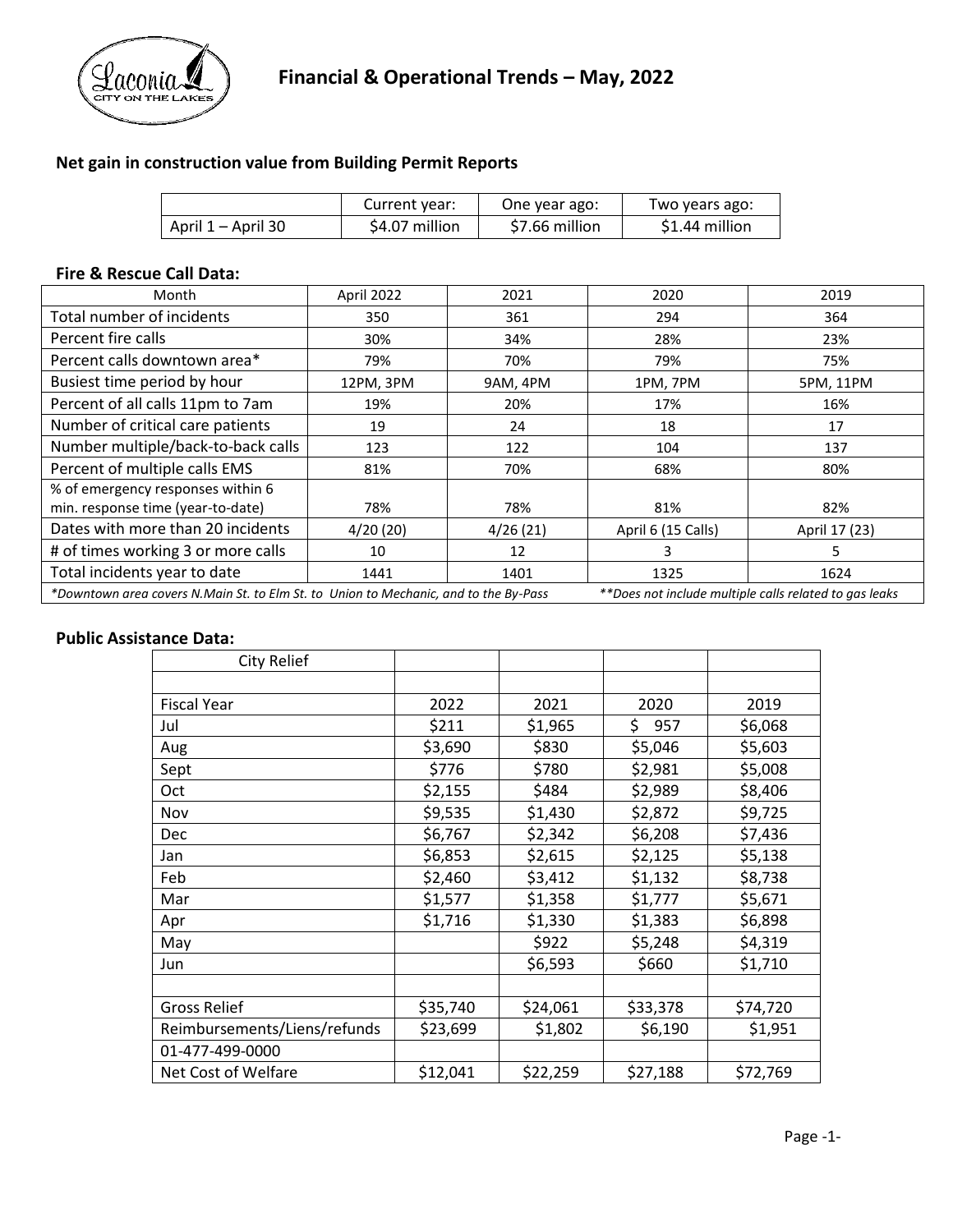# Financial & Operational Trends – May, 2022

### Net gain in construction value from Building Permit Reports

| | Current year: | One year ago: | Two years ago: |
|---|---|---|---|
| April 1 – April 30 | $4.07 million | $7.66 million | $1.44 million |

### Fire & Rescue Call Data:

| Month | April 2022 | 2021 | 2020 | 2019 |
|---|---|---|---|---|
| Total number of incidents | 350 | 361 | 294 | 364 |
| Percent fire calls | 30% | 34% | 28% | 23% |
| Percent calls downtown area* | 79% | 70% | 79% | 75% |
| Busiest time period by hour | 12PM, 3PM | 9AM, 4PM | 1PM, 7PM | 5PM, 11PM |
| Percent of all calls 11pm to 7am | 19% | 20% | 17% | 16% |
| Number of critical care patients | 19 | 24 | 18 | 17 |
| Number multiple/back-to-back calls | 123 | 122 | 104 | 137 |
| Percent of multiple calls EMS | 81% | 70% | 68% | 80% |
| % of emergency responses within 6 min. response time (year-to-date) | 78% | 78% | 81% | 82% |
| Dates with more than 20 incidents | 4/20 (20) | 4/26 (21) | April 6 (15 Calls) | April 17 (23) |
| # of times working 3 or more calls | 10 | 12 | 3 | 5 |
| Total incidents year to date | 1441 | 1401 | 1325 | 1624 |

*Downtown area covers N.Main St. to Elm St. to Union to Mechanic, and to the By-Pass **Does not include multiple calls related to gas leaks*

### Public Assistance Data:

| City Relief | | | | |
|---|---|---|---|---|
| | | | | |
| Fiscal Year | 2022 | 2021 | 2020 | 2019 |
| Jul | $211 | $1,965 | $ 957 | $6,068 |
| Aug | $3,690 | $830 | $5,046 | $5,603 |
| Sept | $776 | $780 | $2,981 | $5,008 |
| Oct | $2,155 | $484 | $2,989 | $8,406 |
| Nov | $9,535 | $1,430 | $2,872 | $9,725 |
| Dec | $6,767 | $2,342 | $6,208 | $7,436 |
| Jan | $6,853 | $2,615 | $2,125 | $5,138 |
| Feb | $2,460 | $3,412 | $1,132 | $8,738 |
| Mar | $1,577 | $1,358 | $1,777 | $5,671 |
| Apr | $1,716 | $1,330 | $1,383 | $6,898 |
| May | | $922 | $5,248 | $4,319 |
| Jun | | $6,593 | $660 | $1,710 |
| | | | | |
| Gross Relief | $35,740 | $24,061 | $33,378 | $74,720 |
| Reimbursements/Liens/refunds | $23,699 | $1,802 | $6,190 | $1,951 |
| 01-477-499-0000 | | | | |
| Net Cost of Welfare | $12,041 | $22,259 | $27,188 | $72,769 |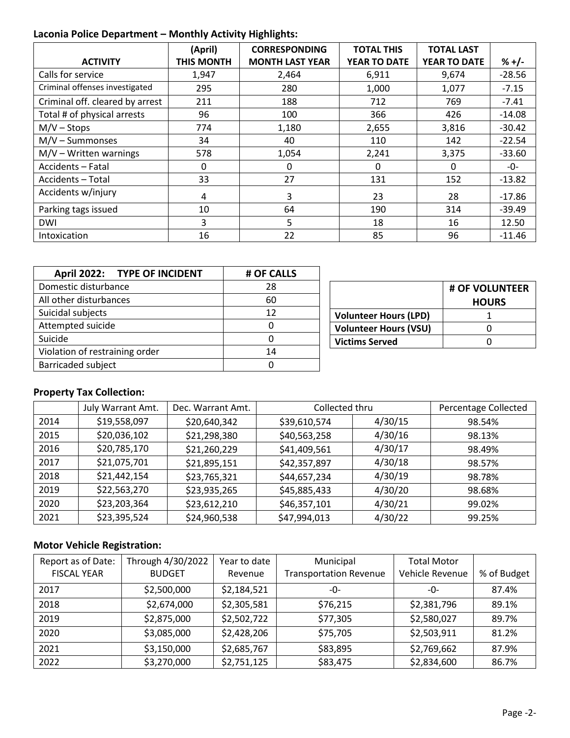## Laconia Police Department – Monthly Activity Highlights:

| ACTIVITY | (April) THIS MONTH | CORRESPONDING MONTH LAST YEAR | TOTAL THIS YEAR TO DATE | TOTAL LAST YEAR TO DATE | % +/- |
|---|---|---|---|---|---|
| Calls for service | 1,947 | 2,464 | 6,911 | 9,674 | -28.56 |
| Criminal offenses investigated | 295 | 280 | 1,000 | 1,077 | -7.15 |
| Criminal off. cleared by arrest | 211 | 188 | 712 | 769 | -7.41 |
| Total # of physical arrests | 96 | 100 | 366 | 426 | -14.08 |
| M/V – Stops | 774 | 1,180 | 2,655 | 3,816 | -30.42 |
| M/V – Summonses | 34 | 40 | 110 | 142 | -22.54 |
| M/V – Written warnings | 578 | 1,054 | 2,241 | 3,375 | -33.60 |
| Accidents – Fatal | 0 | 0 | 0 | 0 | -0- |
| Accidents – Total | 33 | 27 | 131 | 152 | -13.82 |
| Accidents w/injury | 4 | 3 | 23 | 28 | -17.86 |
| Parking tags issued | 10 | 64 | 190 | 314 | -39.49 |
| DWI | 3 | 5 | 18 | 16 | 12.50 |
| Intoxication | 16 | 22 | 85 | 96 | -11.46 |

| April 2022: TYPE OF INCIDENT | # OF CALLS |
|---|---|
| Domestic disturbance | 28 |
| All other disturbances | 60 |
| Suicidal subjects | 12 |
| Attempted suicide | 0 |
| Suicide | 0 |
| Violation of restraining order | 14 |
| Barricaded subject | 0 |

| | # OF VOLUNTEER HOURS |
|---|---|
| **Volunteer Hours (LPD)** | 1 |
| **Volunteer Hours (VSU)** | 0 |
| **Victims Served** | 0 |

## Property Tax Collection:

| | July Warrant Amt. | Dec. Warrant Amt. | Collected thru | | Percentage Collected |
|---|---|---|---|---|---|
| 2014 | $19,558,097 | $20,640,342 | $39,610,574 | 4/30/15 | 98.54% |
| 2015 | $20,036,102 | $21,298,380 | $40,563,258 | 4/30/16 | 98.13% |
| 2016 | $20,785,170 | $21,260,229 | $41,409,561 | 4/30/17 | 98.49% |
| 2017 | $21,075,701 | $21,895,151 | $42,357,897 | 4/30/18 | 98.57% |
| 2018 | $21,442,154 | $23,765,321 | $44,657,234 | 4/30/19 | 98.78% |
| 2019 | $22,563,270 | $23,935,265 | $45,885,433 | 4/30/20 | 98.68% |
| 2020 | $23,203,364 | $23,612,210 | $46,357,101 | 4/30/21 | 99.02% |
| 2021 | $23,395,524 | $24,960,538 | $47,994,013 | 4/30/22 | 99.25% |

## Motor Vehicle Registration:

| Report as of Date: FISCAL YEAR | Through 4/30/2022 BUDGET | Year to date Revenue | Municipal Transportation Revenue | Total Motor Vehicle Revenue | % of Budget |
|---|---|---|---|---|---|
| 2017 | $2,500,000 | $2,184,521 | -0- | -0- | 87.4% |
| 2018 | $2,674,000 | $2,305,581 | $76,215 | $2,381,796 | 89.1% |
| 2019 | $2,875,000 | $2,502,722 | $77,305 | $2,580,027 | 89.7% |
| 2020 | $3,085,000 | $2,428,206 | $75,705 | $2,503,911 | 81.2% |
| 2021 | $3,150,000 | $2,685,767 | $83,895 | $2,769,662 | 87.9% |
| 2022 | $3,270,000 | $2,751,125 | $83,475 | $2,834,600 | 86.7% |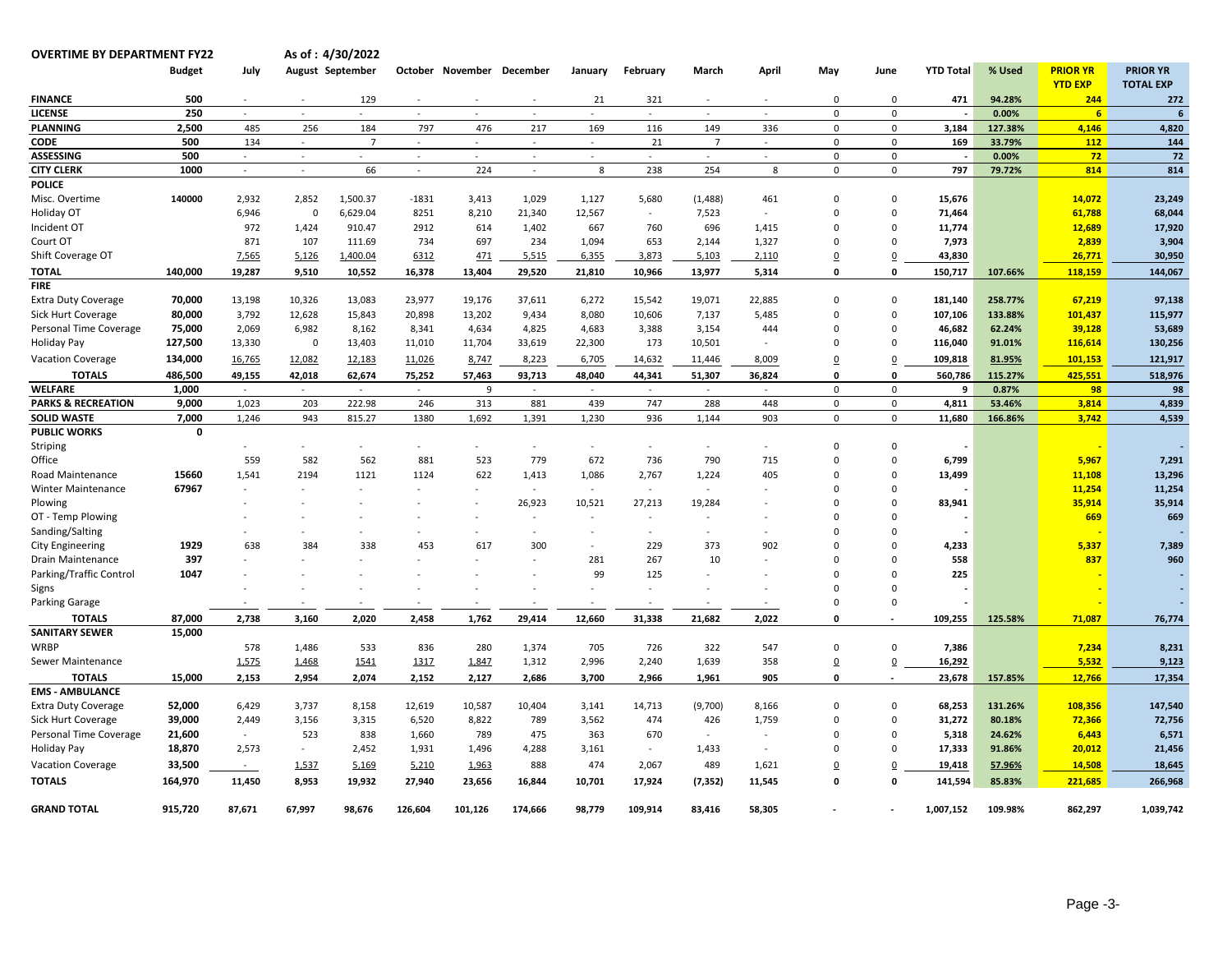**OVERTIME BY DEPARTMENT FY22** As of : 4/30/2022

| | Budget | July | August | September | October | November | December | January | February | March | April | May | June | YTD Total | % Used | PRIOR YR YTD EXP | PRIOR YR TOTAL EXP |
|---|---|---|---|---|---|---|---|---|---|---|---|---|---|---|---|---|---|
| **FINANCE** | **500** | - | - | 129 | - | - | - | 21 | 321 | - | - | 0 | 0 | **471** | **94.28%** | **244** | **272** |
| **LICENSE** | **250** | - | - | - | - | - | - | - | - | - | - | 0 | 0 | **-** | **0.00%** | **6** | **6** |
| **PLANNING** | **2,500** | 485 | 256 | 184 | 797 | 476 | 217 | 169 | 116 | 149 | 336 | 0 | 0 | **3,184** | **127.38%** | **4,146** | **4,820** |
| **CODE** | **500** | 134 | - | 7 | - | - | - | - | 21 | 7 | - | 0 | 0 | **169** | **33.79%** | **112** | **144** |
| **ASSESSING** | **500** | - | - | - | - | - | - | - | - | - | - | 0 | 0 | **-** | **0.00%** | **72** | **72** |
| **CITY CLERK** | **1000** | - | - | 66 | - | 224 | - | 8 | 238 | 254 | 8 | 0 | 0 | **797** | **79.72%** | **814** | **814** |
| **POLICE** | | | | | | | | | | | | | | | | | |
| Misc. Overtime | **140000** | 2,932 | 2,852 | 1,500.37 | -1831 | 3,413 | 1,029 | 1,127 | 5,680 | (1,488) | 461 | 0 | 0 | **15,676** | | **14,072** | **23,249** |
| Holiday OT | | 6,946 | 0 | 6,629.04 | 8251 | 8,210 | 21,340 | 12,567 | - | 7,523 | - | 0 | 0 | **71,464** | | **61,788** | **68,044** |
| Incident OT | | 972 | 1,424 | 910.47 | 2912 | 614 | 1,402 | 667 | 760 | 696 | 1,415 | 0 | 0 | **11,774** | | **12,689** | **17,920** |
| Court OT | | 871 | 107 | 111.69 | 734 | 697 | 234 | 1,094 | 653 | 2,144 | 1,327 | 0 | 0 | **7,973** | | **2,839** | **3,904** |
| Shift Coverage OT | | 7,565 | 5,126 | 1,400.04 | 6312 | 471 | 5,515 | 6,355 | 3,873 | 5,103 | 2,110 | 0 | 0 | **43,830** | | **26,771** | **30,950** |
| **TOTAL** | **140,000** | **19,287** | **9,510** | **10,552** | **16,378** | **13,404** | **29,520** | **21,810** | **10,966** | **13,977** | **5,314** | **0** | **0** | **150,717** | **107.66%** | **118,159** | **144,067** |
| **FIRE** | | | | | | | | | | | | | | | | | |
| Extra Duty Coverage | **70,000** | 13,198 | 10,326 | 13,083 | 23,977 | 19,176 | 37,611 | 6,272 | 15,542 | 19,071 | 22,885 | 0 | 0 | **181,140** | **258.77%** | **67,219** | **97,138** |
| Sick Hurt Coverage | **80,000** | 3,792 | 12,628 | 15,843 | 20,898 | 13,202 | 9,434 | 8,080 | 10,606 | 7,137 | 5,485 | 0 | 0 | **107,106** | **133.88%** | **101,437** | **115,977** |
| Personal Time Coverage | **75,000** | 2,069 | 6,982 | 8,162 | 8,341 | 4,634 | 4,825 | 4,683 | 3,388 | 3,154 | 444 | 0 | 0 | **46,682** | **62.24%** | **39,128** | **53,689** |
| Holiday Pay | **127,500** | 13,330 | 0 | 13,403 | 11,010 | 11,704 | 33,619 | 22,300 | 173 | 10,501 | - | 0 | 0 | **116,040** | **91.01%** | **116,614** | **130,256** |
| Vacation Coverage | **134,000** | 16,765 | 12,082 | 12,183 | 11,026 | 8,747 | 8,223 | 6,705 | 14,632 | 11,446 | 8,009 | 0 | 0 | **109,818** | **81.95%** | **101,153** | **121,917** |
| **TOTALS** | **486,500** | **49,155** | **42,018** | **62,674** | **75,252** | **57,463** | **93,713** | **48,040** | **44,341** | **51,307** | **36,824** | **0** | **0** | **560,786** | **115.27%** | **425,551** | **518,976** |
| **WELFARE** | **1,000** | - | - | - | - | 9 | - | - | - | - | - | 0 | 0 | **9** | **0.87%** | **98** | **98** |
| **PARKS & RECREATION** | **9,000** | 1,023 | 203 | 222.98 | 246 | 313 | 881 | 439 | 747 | 288 | 448 | 0 | 0 | **4,811** | **53.46%** | **3,814** | **4,839** |
| **SOLID WASTE** | **7,000** | 1,246 | 943 | 815.27 | 1380 | 1,692 | 1,391 | 1,230 | 936 | 1,144 | 903 | 0 | 0 | **11,680** | **166.86%** | **3,742** | **4,539** |
| **PUBLIC WORKS** | **0** | | | | | | | | | | | | | | | | |
| Striping | | - | - | - | - | - | - | - | - | - | - | 0 | 0 | **-** | | **-** | **-** |
| Office | | 559 | 582 | 562 | 881 | 523 | 779 | 672 | 736 | 790 | 715 | 0 | 0 | **6,799** | | **5,967** | **7,291** |
| Road Maintenance | **15660** | 1,541 | 2194 | 1121 | 1124 | 622 | 1,413 | 1,086 | 2,767 | 1,224 | 405 | 0 | 0 | **13,499** | | **11,108** | **13,296** |
| Winter Maintenance | **67967** | - | - | - | - | - | - | - | - | - | - | 0 | 0 | **-** | | **11,254** | **11,254** |
| Plowing | | - | - | - | - | - | 26,923 | 10,521 | 27,213 | 19,284 | - | 0 | 0 | **83,941** | | **35,914** | **35,914** |
| OT - Temp Plowing | | - | - | - | - | - | - | - | - | - | - | 0 | 0 | **-** | | **669** | **669** |
| Sanding/Salting | | - | - | - | - | - | - | - | - | - | - | 0 | 0 | **-** | | **-** | **-** |
| City Engineering | **1929** | 638 | 384 | 338 | 453 | 617 | 300 | - | 229 | 373 | 902 | 0 | 0 | **4,233** | | **5,337** | **7,389** |
| Drain Maintenance | **397** | - | - | - | - | - | - | 281 | 267 | 10 | - | 0 | 0 | **558** | | **837** | **960** |
| Parking/Traffic Control | **1047** | - | - | - | - | - | - | 99 | 125 | - | - | 0 | 0 | **225** | | **-** | **-** |
| Signs | | - | - | - | - | - | - | - | - | - | - | 0 | 0 | **-** | | **-** | **-** |
| Parking Garage | | - | - | - | - | - | - | - | - | - | - | 0 | 0 | **-** | | **-** | **-** |
| **TOTALS** | **87,000** | **2,738** | **3,160** | **2,020** | **2,458** | **1,762** | **29,414** | **12,660** | **31,338** | **21,682** | **2,022** | **0** | **-** | **109,255** | **125.58%** | **71,087** | **76,774** |
| **SANITARY SEWER** | **15,000** | | | | | | | | | | | | | | | | |
| WRBP | | 578 | 1,486 | 533 | 836 | 280 | 1,374 | 705 | 726 | 322 | 547 | 0 | 0 | **7,386** | | **7,234** | **8,231** |
| Sewer Maintenance | | 1,575 | 1,468 | 1541 | 1317 | 1,847 | 1,312 | 2,996 | 2,240 | 1,639 | 358 | 0 | 0 | **16,292** | | **5,532** | **9,123** |
| **TOTALS** | **15,000** | **2,153** | **2,954** | **2,074** | **2,152** | **2,127** | **2,686** | **3,700** | **2,966** | **1,961** | **905** | **0** | **-** | **23,678** | **157.85%** | **12,766** | **17,354** |
| **EMS - AMBULANCE** | | | | | | | | | | | | | | | | | |
| Extra Duty Coverage | **52,000** | 6,429 | 3,737 | 8,158 | 12,619 | 10,587 | 10,404 | 3,141 | 14,713 | (9,700) | 8,166 | 0 | 0 | **68,253** | **131.26%** | **108,356** | **147,540** |
| Sick Hurt Coverage | **39,000** | 2,449 | 3,156 | 3,315 | 6,520 | 8,822 | 789 | 3,562 | 474 | 426 | 1,759 | 0 | 0 | **31,272** | **80.18%** | **72,366** | **72,756** |
| Personal Time Coverage | **21,600** | - | 523 | 838 | 1,660 | 789 | 475 | 363 | 670 | - | - | 0 | 0 | **5,318** | **24.62%** | **6,443** | **6,571** |
| Holiday Pay | **18,870** | 2,573 | - | 2,452 | 1,931 | 1,496 | 4,288 | 3,161 | - | 1,433 | - | 0 | 0 | **17,333** | **91.86%** | **20,012** | **21,456** |
| Vacation Coverage | **33,500** | - | 1,537 | 5,169 | 5,210 | 1,963 | 888 | 474 | 2,067 | 489 | 1,621 | 0 | 0 | **19,418** | **57.96%** | **14,508** | **18,645** |
| **TOTALS** | **164,970** | **11,450** | **8,953** | **19,932** | **27,940** | **23,656** | **16,844** | **10,701** | **17,924** | **(7,352)** | **11,545** | **0** | **0** | **141,594** | **85.83%** | **221,685** | **266,968** |
| **GRAND TOTAL** | **915,720** | **87,671** | **67,997** | **98,676** | **126,604** | **101,126** | **174,666** | **98,779** | **109,914** | **83,416** | **58,305** | **-** | **-** | **1,007,152** | **109.98%** | **862,297** | **1,039,742** |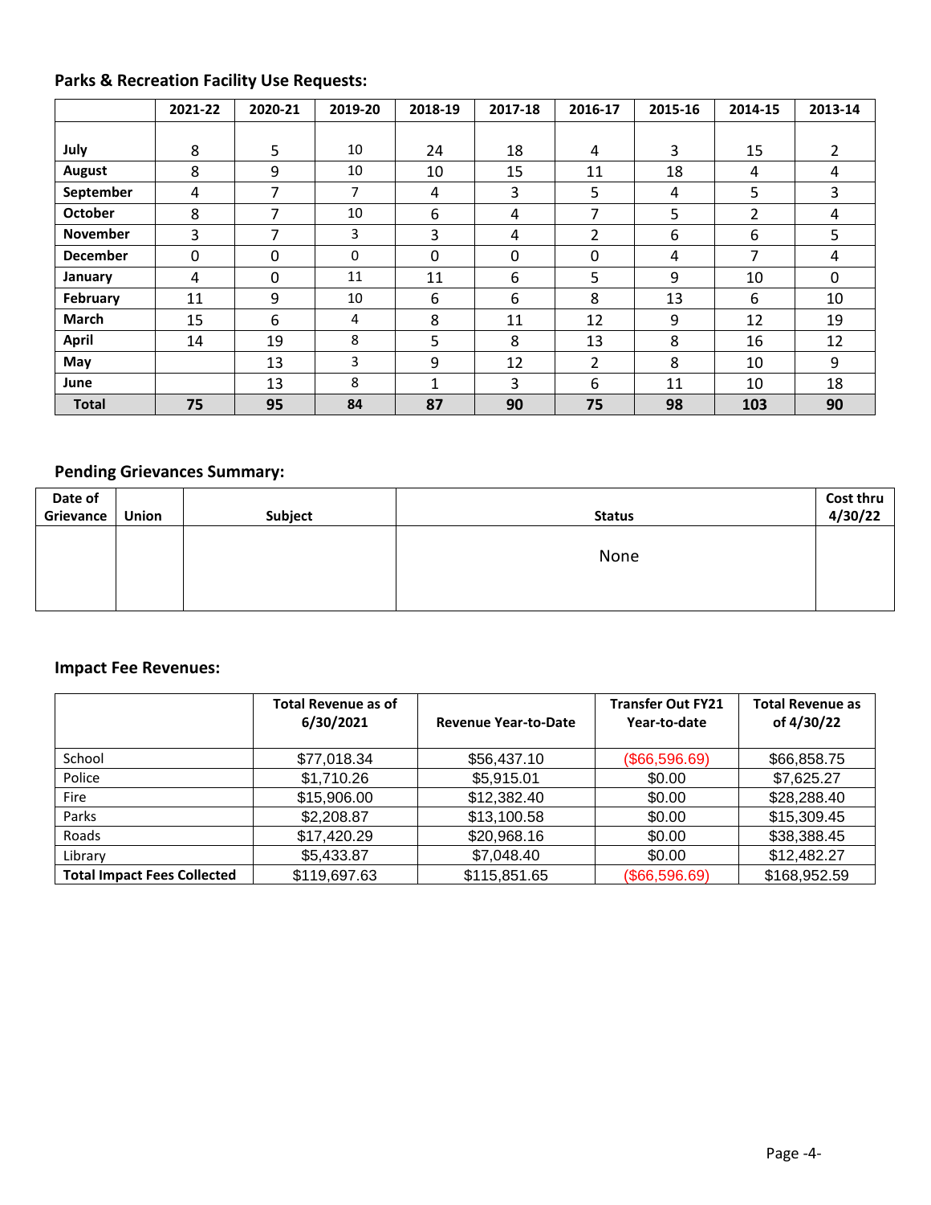### Parks & Recreation Facility Use Requests:

| | 2021-22 | 2020-21 | 2019-20 | 2018-19 | 2017-18 | 2016-17 | 2015-16 | 2014-15 | 2013-14 |
|---|---|---|---|---|---|---|---|---|---|
| July | 8 | 5 | 10 | 24 | 18 | 4 | 3 | 15 | 2 |
| August | 8 | 9 | 10 | 10 | 15 | 11 | 18 | 4 | 4 |
| September | 4 | 7 | 7 | 4 | 3 | 5 | 4 | 5 | 3 |
| October | 8 | 7 | 10 | 6 | 4 | 7 | 5 | 2 | 4 |
| November | 3 | 7 | 3 | 3 | 4 | 2 | 6 | 6 | 5 |
| December | 0 | 0 | 0 | 0 | 0 | 0 | 4 | 7 | 4 |
| January | 4 | 0 | 11 | 11 | 6 | 5 | 9 | 10 | 0 |
| February | 11 | 9 | 10 | 6 | 6 | 8 | 13 | 6 | 10 |
| March | 15 | 6 | 4 | 8 | 11 | 12 | 9 | 12 | 19 |
| April | 14 | 19 | 8 | 5 | 8 | 13 | 8 | 16 | 12 |
| May | | 13 | 3 | 9 | 12 | 2 | 8 | 10 | 9 |
| June | | 13 | 8 | 1 | 3 | 6 | 11 | 10 | 18 |
| **Total** | **75** | **95** | **84** | **87** | **90** | **75** | **98** | **103** | **90** |

### Pending Grievances Summary:

| Date of Grievance | Union | Subject | Status | Cost thru 4/30/22 |
|---|---|---|---|---|
| | | | None | |

### Impact Fee Revenues:

| | Total Revenue as of 6/30/2021 | Revenue Year-to-Date | Transfer Out FY21 Year-to-date | Total Revenue as of 4/30/22 |
|---|---|---|---|---|
| School | $77,018.34 | $56,437.10 | ($66,596.69) | $66,858.75 |
| Police | $1,710.26 | $5,915.01 | $0.00 | $7,625.27 |
| Fire | $15,906.00 | $12,382.40 | $0.00 | $28,288.40 |
| Parks | $2,208.87 | $13,100.58 | $0.00 | $15,309.45 |
| Roads | $17,420.29 | $20,968.16 | $0.00 | $38,388.45 |
| Library | $5,433.87 | $7,048.40 | $0.00 | $12,482.27 |
| **Total Impact Fees Collected** | $119,697.63 | $115,851.65 | ($66,596.69) | $168,952.59 |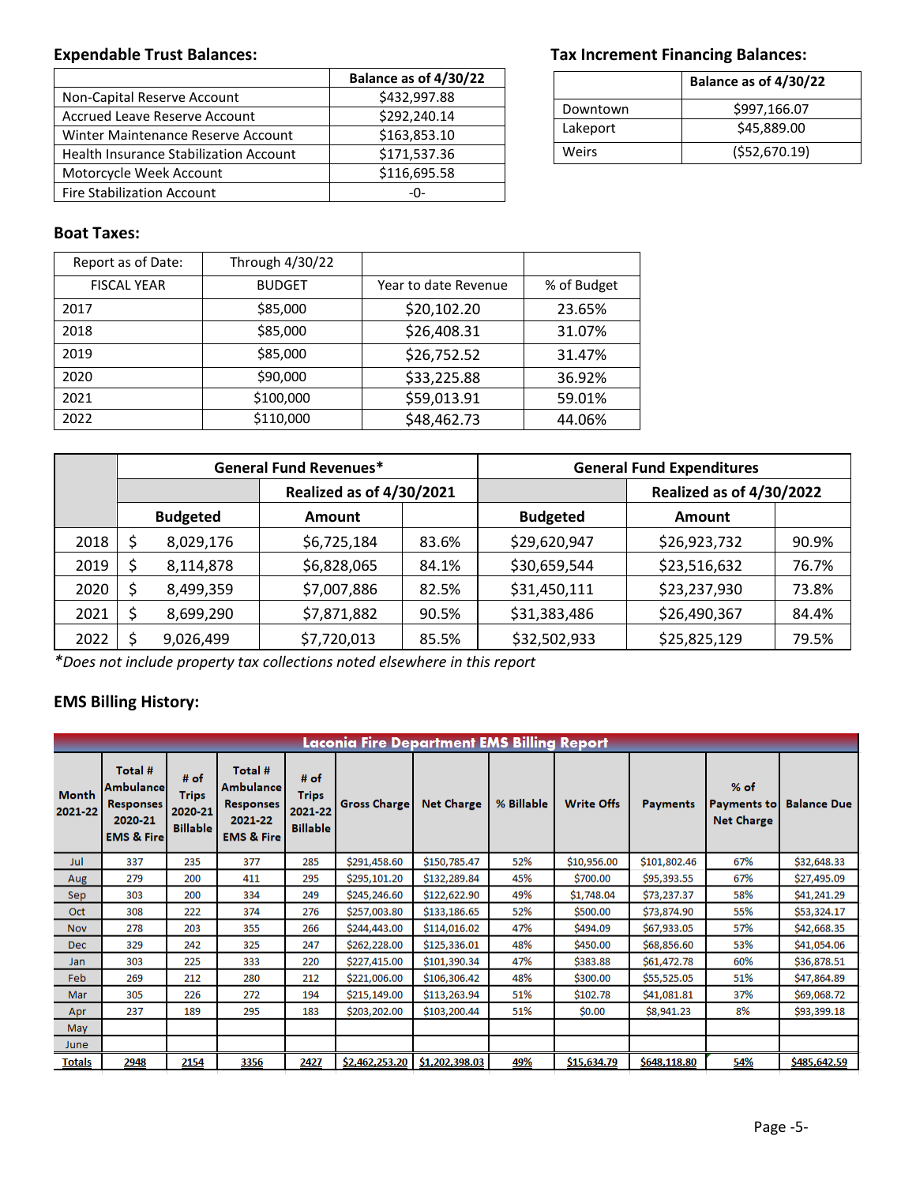## Expendable Trust Balances:

| | Balance as of 4/30/22 |
|---|---|
| Non-Capital Reserve Account | $432,997.88 |
| Accrued Leave Reserve Account | $292,240.14 |
| Winter Maintenance Reserve Account | $163,853.10 |
| Health Insurance Stabilization Account | $171,537.36 |
| Motorcycle Week Account | $116,695.58 |
| Fire Stabilization Account | -0- |

## Tax Increment Financing Balances:

| | Balance as of 4/30/22 |
|---|---|
| Downtown | $997,166.07 |
| Lakeport | $45,889.00 |
| Weirs | ($52,670.19) |

## Boat Taxes:

| Report as of Date: | Through 4/30/22 | | |
|---|---|---|---|
| FISCAL YEAR | BUDGET | Year to date Revenue | % of Budget |
| 2017 | $85,000 | $20,102.20 | 23.65% |
| 2018 | $85,000 | $26,408.31 | 31.07% |
| 2019 | $85,000 | $26,752.52 | 31.47% |
| 2020 | $90,000 | $33,225.88 | 36.92% |
| 2021 | $100,000 | $59,013.91 | 59.01% |
| 2022 | $110,000 | $48,462.73 | 44.06% |

| | General Fund Revenues* | | | General Fund Expenditures | | |
|---|---|---|---|---|---|---|
| | | Realized as of 4/30/2021 | | | Realized as of 4/30/2022 | |
| | Budgeted | Amount | | Budgeted | Amount | |
| 2018 | $ 8,029,176 | $6,725,184 | 83.6% | $29,620,947 | $26,923,732 | 90.9% |
| 2019 | $ 8,114,878 | $6,828,065 | 84.1% | $30,659,544 | $23,516,632 | 76.7% |
| 2020 | $ 8,499,359 | $7,007,886 | 82.5% | $31,450,111 | $23,237,930 | 73.8% |
| 2021 | $ 8,699,290 | $7,871,882 | 90.5% | $31,383,486 | $26,490,367 | 84.4% |
| 2022 | $ 9,026,499 | $7,720,013 | 85.5% | $32,502,933 | $25,825,129 | 79.5% |

*\*Does not include property tax collections noted elsewhere in this report*

## EMS Billing History:

**Laconia Fire Department EMS Billing Report**

| Month 2021-22 | Total # Ambulance Responses 2020-21 EMS & Fire | # of Trips 2020-21 Billable | Total # Ambulance Responses 2021-22 EMS & Fire | # of Trips 2021-22 Billable | Gross Charge | Net Charge | % Billable | Write Offs | Payments | % of Payments to Net Charge | Balance Due |
|---|---|---|---|---|---|---|---|---|---|---|---|
| Jul | 337 | 235 | 377 | 285 | $291,458.60 | $150,785.47 | 52% | $10,956.00 | $101,802.46 | 67% | $32,648.33 |
| Aug | 279 | 200 | 411 | 295 | $295,101.20 | $132,289.84 | 45% | $700.00 | $95,393.55 | 67% | $27,495.09 |
| Sep | 303 | 200 | 334 | 249 | $245,246.60 | $122,622.90 | 49% | $1,748.04 | $73,237.37 | 58% | $41,241.29 |
| Oct | 308 | 222 | 374 | 276 | $257,003.80 | $133,186.65 | 52% | $500.00 | $73,874.90 | 55% | $53,324.17 |
| Nov | 278 | 203 | 355 | 266 | $244,443.00 | $114,016.02 | 47% | $494.09 | $67,933.05 | 57% | $42,668.35 |
| Dec | 329 | 242 | 325 | 247 | $262,228.00 | $125,336.01 | 48% | $450.00 | $68,856.60 | 53% | $41,054.06 |
| Jan | 303 | 225 | 333 | 220 | $227,415.00 | $101,390.34 | 47% | $383.88 | $61,472.78 | 60% | $36,878.51 |
| Feb | 269 | 212 | 280 | 212 | $221,006.00 | $106,306.42 | 48% | $300.00 | $55,525.05 | 51% | $47,864.89 |
| Mar | 305 | 226 | 272 | 194 | $215,149.00 | $113,263.94 | 51% | $102.78 | $41,081.81 | 37% | $69,068.72 |
| Apr | 237 | 189 | 295 | 183 | $203,202.00 | $103,200.44 | 51% | $0.00 | $8,941.23 | 8% | $93,399.18 |
| May | | | | | | | | | | | |
| June | | | | | | | | | | | |
| Totals | 2948 | 2154 | 3356 | 2427 | $2,462,253.20 | $1,202,398.03 | 49% | $15,634.79 | $648,118.80 | 54% | $485,642.59 |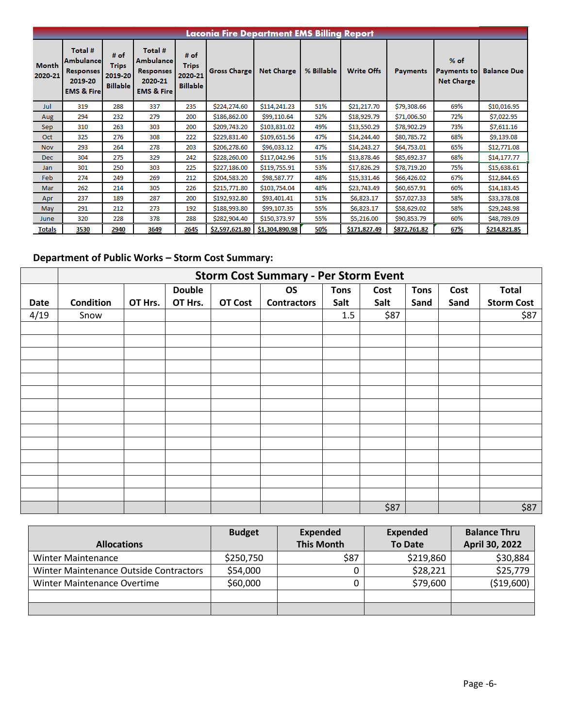## Laconia Fire Department EMS Billing Report

| Month 2020-21 | Total # Ambulance Responses 2019-20 EMS & Fire | # of Trips 2019-20 Billable | Total # Ambulance Responses 2020-21 EMS & Fire | # of Trips 2020-21 Billable | Gross Charge | Net Charge | % Billable | Write Offs | Payments | % of Payments to Net Charge | Balance Due |
|---|---|---|---|---|---|---|---|---|---|---|---|
| Jul | 319 | 288 | 337 | 235 | $224,274.60 | $114,241.23 | 51% | $21,217.70 | $79,308.66 | 69% | $10,016.95 |
| Aug | 294 | 232 | 279 | 200 | $186,862.00 | $99,110.64 | 52% | $18,929.79 | $71,006.50 | 72% | $7,022.95 |
| Sep | 310 | 263 | 303 | 200 | $209,743.20 | $103,831.02 | 49% | $13,550.29 | $78,902.29 | 73% | $7,611.16 |
| Oct | 325 | 276 | 308 | 222 | $229,831.40 | $109,651.56 | 47% | $14,244.40 | $80,785.72 | 68% | $9,139.08 |
| Nov | 293 | 264 | 278 | 203 | $206,278.60 | $96,033.12 | 47% | $14,243.27 | $64,753.01 | 65% | $12,771.08 |
| Dec | 304 | 275 | 329 | 242 | $228,260.00 | $117,042.96 | 51% | $13,878.46 | $85,692.37 | 68% | $14,177.77 |
| Jan | 301 | 250 | 303 | 225 | $227,186.00 | $119,755.91 | 53% | $17,826.29 | $78,719.20 | 75% | $15,638.61 |
| Feb | 274 | 249 | 269 | 212 | $204,583.20 | $98,587.77 | 48% | $15,331.46 | $66,426.02 | 67% | $12,844.65 |
| Mar | 262 | 214 | 305 | 226 | $215,771.80 | $103,754.04 | 48% | $23,743.49 | $60,657.91 | 60% | $14,183.45 |
| Apr | 237 | 189 | 287 | 200 | $192,932.80 | $93,401.41 | 51% | $6,823.17 | $57,027.33 | 58% | $33,378.08 |
| May | 291 | 212 | 273 | 192 | $188,993.80 | $99,107.35 | 55% | $6,823.17 | $58,629.02 | 58% | $29,248.98 |
| June | 320 | 228 | 378 | 288 | $282,904.40 | $150,373.97 | 55% | $5,216.00 | $90,853.79 | 60% | $48,789.09 |
| **Totals** | **3530** | **2940** | **3649** | **2645** | **$2,597,621.80** | **$1,304,890.98** | **50%** | **$171,827.49** | **$872,761.82** | **67%** | **$214,821.85** |

### Department of Public Works – Storm Cost Summary:

| Storm Cost Summary - Per Storm Event | | | | | | | | | | |
|---|---|---|---|---|---|---|---|---|---|---|
| Date | Condition | OT Hrs. | Double OT Hrs. | OT Cost | OS Contractors | Tons Salt | Cost Salt | Tons Sand | Cost Sand | Total Storm Cost |
| 4/19 | Snow | | | | | 1.5 | $87 | | | $87 |
| | | | | | | | $87 | | | $87 |

| Allocations | Budget | Expended This Month | Expended To Date | Balance Thru April 30, 2022 |
|---|---|---|---|---|
| Winter Maintenance | $250,750 | $87 | $219,860 | $30,884 |
| Winter Maintenance Outside Contractors | $54,000 | 0 | $28,221 | $25,779 |
| Winter Maintenance Overtime | $60,000 | 0 | $79,600 | ($19,600) |